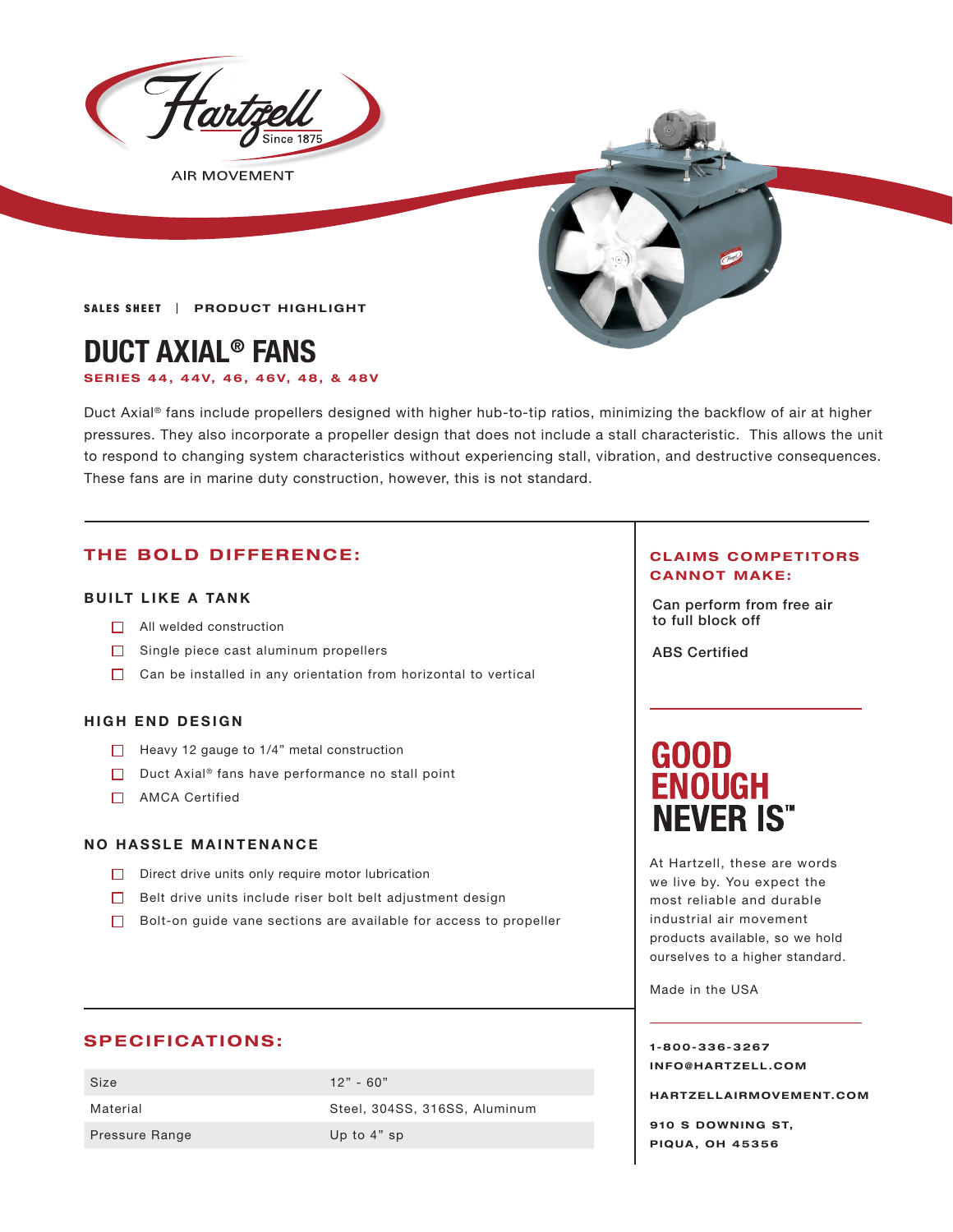Hartzell Since 1875

AIR MOVEMENT

**SALES SHEET | PRODUCT HIGHLIGHT**

# DUCT AXIAL® FANS

**SERIES 44, 44V, 46, 46V, 48, & 48V**

Duct Axial® fans include propellers designed with higher hub-to-tip ratios, minimizing the backflow of air at higher pressures. They also incorporate a propeller design that does not include a stall characteristic. This allows the unit to respond to changing system characteristics without experiencing stall, vibration, and destructive consequences. These fans are in marine duty construction, however, this is not standard.

## THE BOLD DIFFERENCE:

### BUILT LIKE A TANK

- All welded construction
- Single piece cast aluminum propellers
- Can be installed in any orientation from horizontal to vertical

### HIGH END DESIGN

- Heavy 12 gauge to 1/4" metal construction
- Duct Axial® fans have performance no stall point
- AMCA Certified

### NO HASSLE MAINTENANCE

- Direct drive units only require motor lubrication
- Belt drive units include riser bolt belt adjustment design
- Bolt-on guide vane sections are available for access to propeller

## CLAIMS COMPETITORS CANNOT MAKE:

Can perform from free air to full block off

ABS Certified

## GOOD ENOUGH NEVER IS™

At Hartzell, these are words we live by. You expect the most reliable and durable industrial air movement products available, so we hold ourselves to a higher standard.

Made in the USA

## SPECIFICATIONS:

| | |
|---|---|
| Size | 12" - 60" |
| Material | Steel, 304SS, 316SS, Aluminum |
| Pressure Range | Up to 4" sp |

**1-800-336-3267**
**INFO@HARTZELL.COM**

**HARTZELLAIRMOVEMENT.COM**

**910 S DOWNING ST,**
**PIQUA, OH 45356**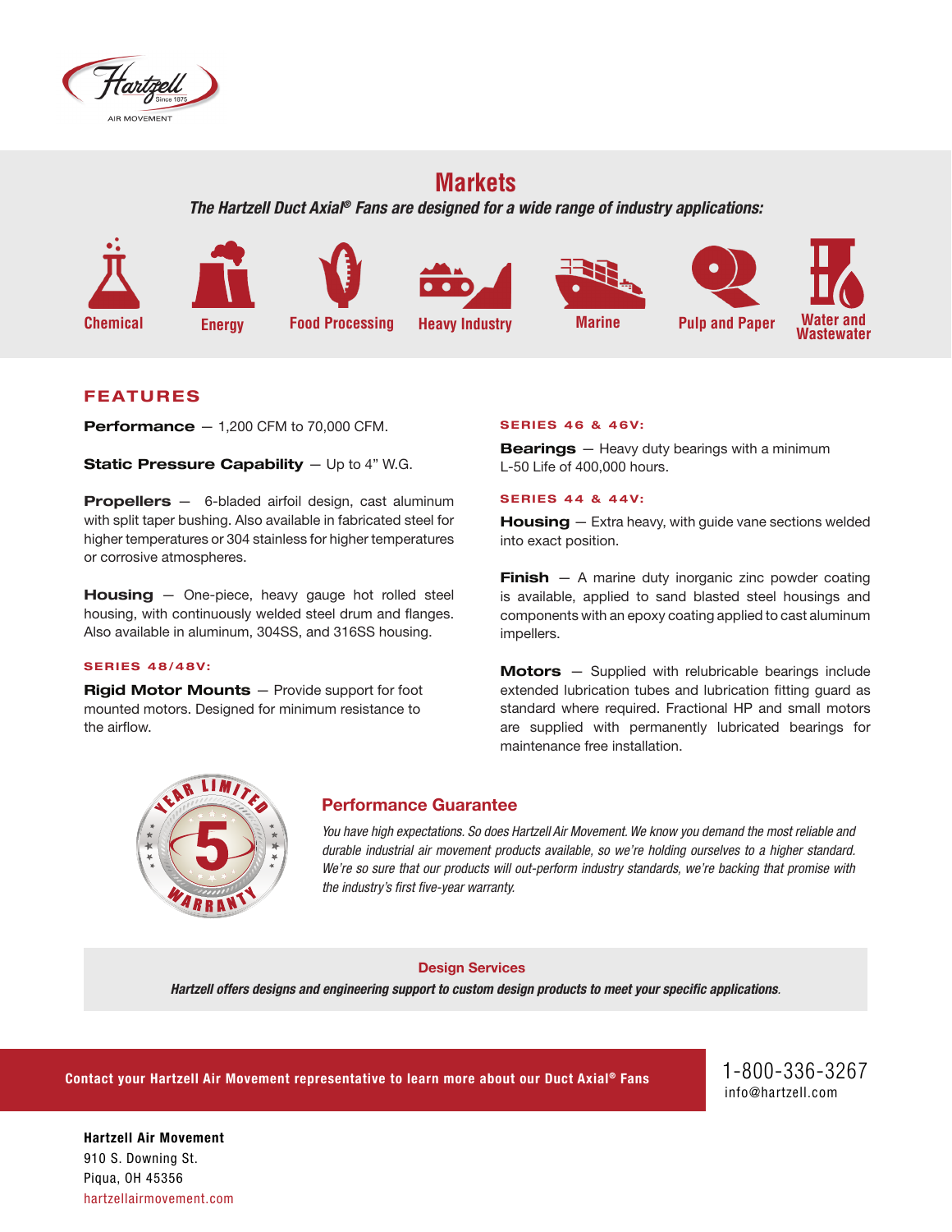## Markets

***The Hartzell Duct Axial® Fans are designed for a wide range of industry applications:***

Chemical

Energy

Food Processing

Heavy Industry

Marine

Pulp and Paper

Water and Wastewater

## FEATURES

**Performance** — 1,200 CFM to 70,000 CFM.

**Static Pressure Capability** — Up to 4" W.G.

**Propellers** — 6-bladed airfoil design, cast aluminum with split taper bushing. Also available in fabricated steel for higher temperatures or 304 stainless for higher temperatures or corrosive atmospheres.

**Housing** — One-piece, heavy gauge hot rolled steel housing, with continuously welded steel drum and flanges. Also available in aluminum, 304SS, and 316SS housing.

### SERIES 48/48V:

**Rigid Motor Mounts** — Provide support for foot mounted motors. Designed for minimum resistance to the airflow.

### SERIES 46 & 46V:

**Bearings** — Heavy duty bearings with a minimum L-50 Life of 400,000 hours.

### SERIES 44 & 44V:

**Housing** — Extra heavy, with guide vane sections welded into exact position.

**Finish** — A marine duty inorganic zinc powder coating is available, applied to sand blasted steel housings and components with an epoxy coating applied to cast aluminum impellers.

**Motors** — Supplied with relubricable bearings include extended lubrication tubes and lubrication fitting guard as standard where required. Fractional HP and small motors are supplied with permanently lubricated bearings for maintenance free installation.

5 YEAR LIMITED WARRANTY

## Performance Guarantee

*You have high expectations. So does Hartzell Air Movement. We know you demand the most reliable and durable industrial air movement products available, so we're holding ourselves to a higher standard. We're so sure that our products will out-perform industry standards, we're backing that promise with the industry's first five-year warranty.*

### Design Services

***Hartzell offers designs and engineering support to custom design products to meet your specific applications.***

**Contact your Hartzell Air Movement representative to learn more about our Duct Axial® Fans**

1-800-336-3267
info@hartzell.com

**Hartzell Air Movement**
910 S. Downing St.
Piqua, OH 45356
hartzellairmovement.com